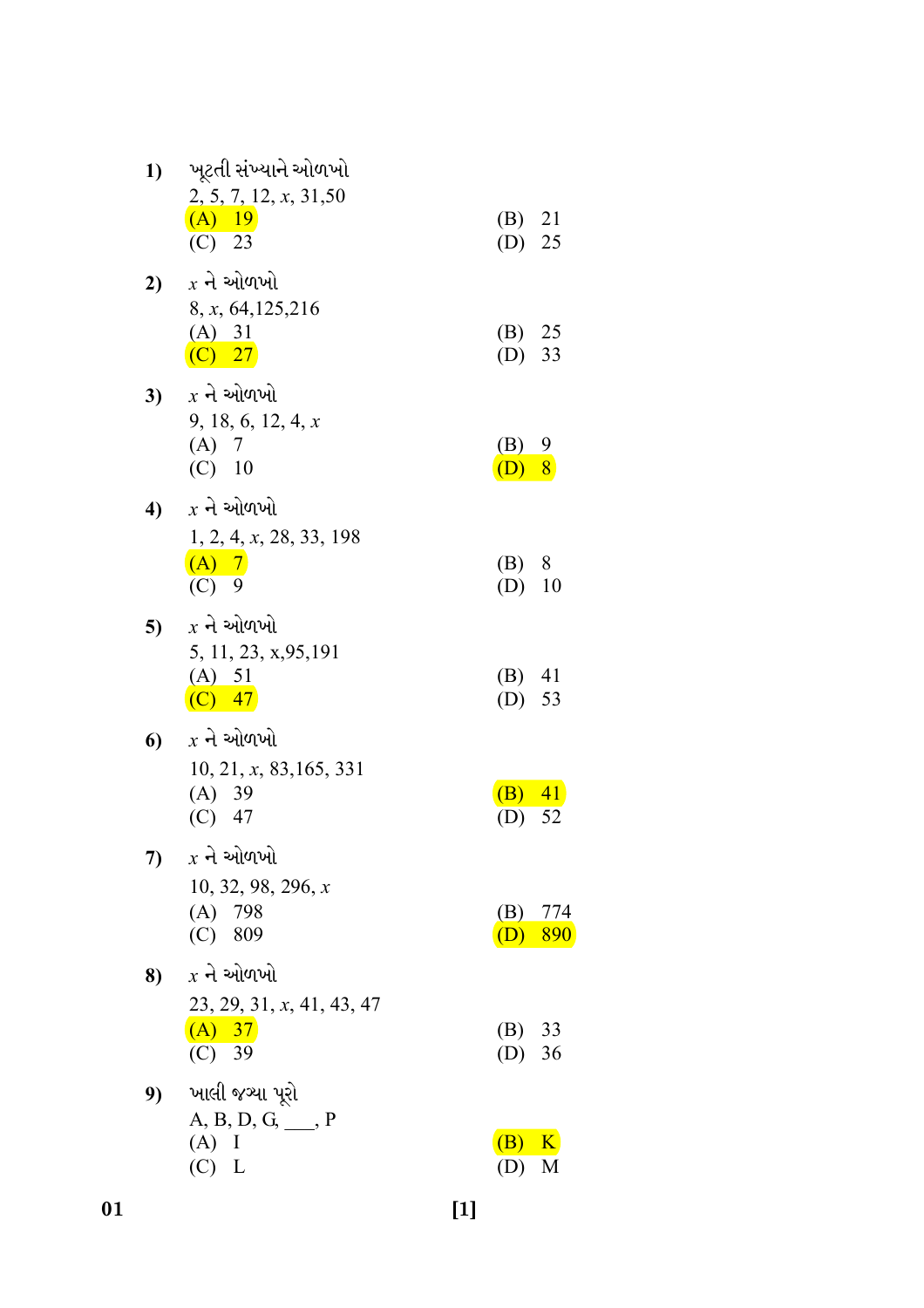1) ખૂટતી સંખ્યાને ઓળખો

2, 5, 7, 12, $x$, 31,50

**(A) 19** (B) 21
(C) 23 (D) 25

2) $x$ ને ઓળખો

8, $x$, 64,125,216

(A) 31 (B) 25
**(C) 27** (D) 33

3) $x$ ને ઓળખો

9, 18, 6, 12, 4, $x$

(A) 7 (B) 9
(C) 10 **(D) 8**

4) $x$ ને ઓળખો

1, 2, 4, $x$, 28, 33, 198

**(A) 7** (B) 8
(C) 9 (D) 10

5) $x$ ને ઓળખો

5, 11, 23, x,95,191

(A) 51 (B) 41
**(C) 47** (D) 53

6) $x$ ને ઓળખો

10, 21, $x$, 83,165, 331

(A) 39 **(B) 41**
(C) 47 (D) 52

7) $x$ ને ઓળખો

10, 32, 98, 296, $x$

(A) 798 (B) 774
(C) 809 **(D) 890**

8) $x$ ને ઓળખો

23, 29, 31, $x$, 41, 43, 47

**(A) 37** (B) 33
(C) 39 (D) 36

9) ખાલી જગ્યા પૂરો

A, B, D, G, ___, P

(A) I **(B) K**
(C) L (D) M

01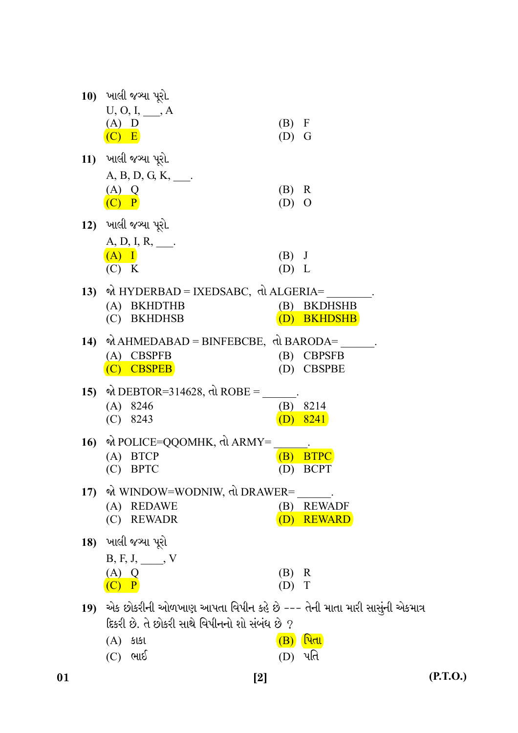10) ખાલી જગ્યા પૂરો.
U, O, I, ___, A

(A) D
(B) F
(C) E
(D) G

11) ખાલી જગ્યા પૂરો.
A, B, D, G, K, ___.

(A) Q
(B) R
(C) P
(D) O

12) ખાલી જગ્યા પૂરો.
A, D, I, R, ___.

(A) I
(B) J
(C) K
(D) L

13) જો HYDERBAD = IXEDSABC, તો ALGERIA= ________.

(A) BKHDTHB
(B) BKDHSHB
(C) BKHDHSB
(D) BKHDSHB

14) જો AHMEDABAD = BINFEBCBE, તો BARODA= ______.

(A) CBSPFB
(B) CBPSFB
(C) CBSPEB
(D) CBSPBE

15) જો DEBTOR=314628, તો ROBE = ______.

(A) 8246
(B) 8214
(C) 8243
(D) 8241

16) જો POLICE=QQOMHK, તો ARMY= ______.

(A) BTCP
(B) BTPC
(C) BPTC
(D) BCPT

17) જો WINDOW=WODNIW, તો DRAWER= ______.

(A) REDAWE
(B) REWADF
(C) REWADR
(D) REWARD

18) ખાલી જગ્યા પૂરો
B, F, J, ____, V

(A) Q
(B) R
(C) P
(D) T

19) એક છોકરીની ઓળખાણ આપતા વિપીન કહે છે --- તેની માતા મારી સાસુંની એકમાત્ર દિકરી છે. તે છોકરી સાથે વિપીનનો શો સંબંધ છે ?

(A) કાકા
(B) પિતા
(C) ભાઈ
(D) પતિ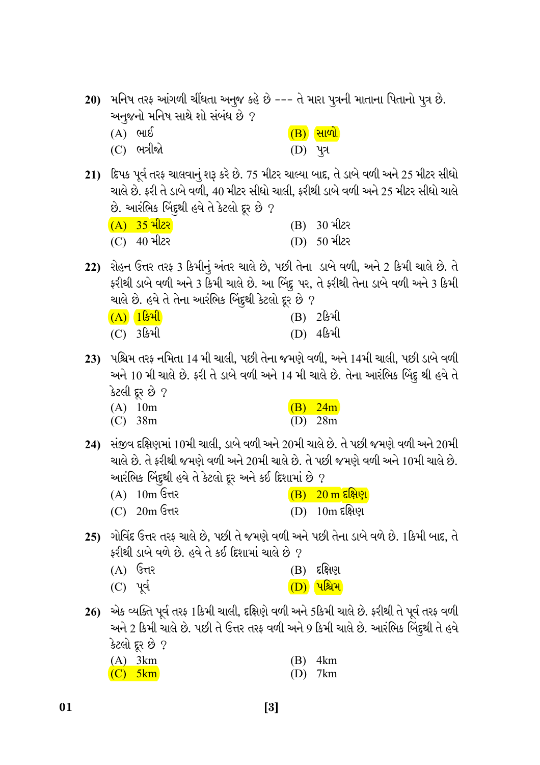20) મનિષ તરફ આંગળી ચીંધતા અનુજ કહે છે --- તે મારા પુત્રની માતાના પિતાનો પુત્ર છે. અનુજનો મનિષ સાથે શો સંબંધ છે ?

(A) ભાઈ (B) સાળો
(C) ભત્રીજો (D) પુત્ર

21) દિપક પૂર્વ તરફ ચાલવાનું શરૂ કરે છે. 75 મીટર ચાલ્યા બાદ, તે ડાબે વળી અને 25 મીટર સીધો ચાલે છે. ફરી તે ડાબે વળી, 40 મીટર સીધો ચાલી, ફરીથી ડાબે વળી અને 25 મીટર સીધો ચાલે છે. આરંભિક બિંદુથી હવે તે કેટલો દૂર છે ?

(A) 35 મીટર (B) 30 મીટર
(C) 40 મીટર (D) 50 મીટર

22) રોહન ઉત્તર તરફ 3 કિમીનું અંતર ચાલે છે, પછી તેના ડાબે વળી, અને 2 કિમી ચાલે છે. તે ફરીથી ડાબે વળી અને 3 કિમી ચાલે છે. આ બિંદુ પર, તે ફરીથી તેના ડાબે વળી અને 3 કિમી ચાલે છે. હવે તે તેના આરંભિક બિંદુથી કેટલો દૂર છે ?

(A) 1કિમી (B) 2કિમી
(C) 3કિમી (D) 4કિમી

23) પશ્ચિમ તરફ નમિતા 14 મી ચાલી, પછી તેના જમણે વળી, અને 14મી ચાલી, પછી ડાબે વળી અને 10 મી ચાલે છે. ફરી તે ડાબે વળી અને 14 મી ચાલે છે. તેના આરંભિક બિંદુ થી હવે તે કેટલી દૂર છે ?

(A) 10m (B) 24m
(C) 38m (D) 28m

24) સંજીવ દક્ષિણમાં 10મી ચાલી, ડાબે વળી અને 20મી ચાલે છે. તે પછી જમણે વળી અને 20મી ચાલે છે. તે ફરીથી જમણે વળી અને 20મી ચાલે છે. તે પછી જમણે વળી અને 10મી ચાલે છે. આરંભિક બિંદુથી હવે તે કેટલો દૂર અને કઈ દિશામાં છે ?

(A) 10m ઉત્તર (B) 20 m દક્ષિણ
(C) 20m ઉત્તર (D) 10m દક્ષિણ

25) ગોવિંદ ઉત્તર તરફ ચાલે છે, પછી તે જમણે વળી અને પછી તેના ડાબે વળે છે. 1કિમી બાદ, તે ફરીથી ડાબે વળે છે. હવે તે કઈ દિશામાં ચાલે છે ?

(A) ઉત્તર (B) દક્ષિણ
(C) પૂર્વ (D) પશ્ચિમ

26) એક વ્યક્તિ પૂર્વ તરફ 1કિમી ચાલી, દક્ષિણે વળી અને 5કિમી ચાલે છે. ફરીથી તે પૂર્વ તરફ વળી અને 2 કિમી ચાલે છે. પછી તે ઉત્તર તરફ વળી અને 9 કિમી ચાલે છે. આરંભિક બિંદુથી તે હવે કેટલો દૂર છે ?

(A) 3km (B) 4km
(C) 5km (D) 7km

01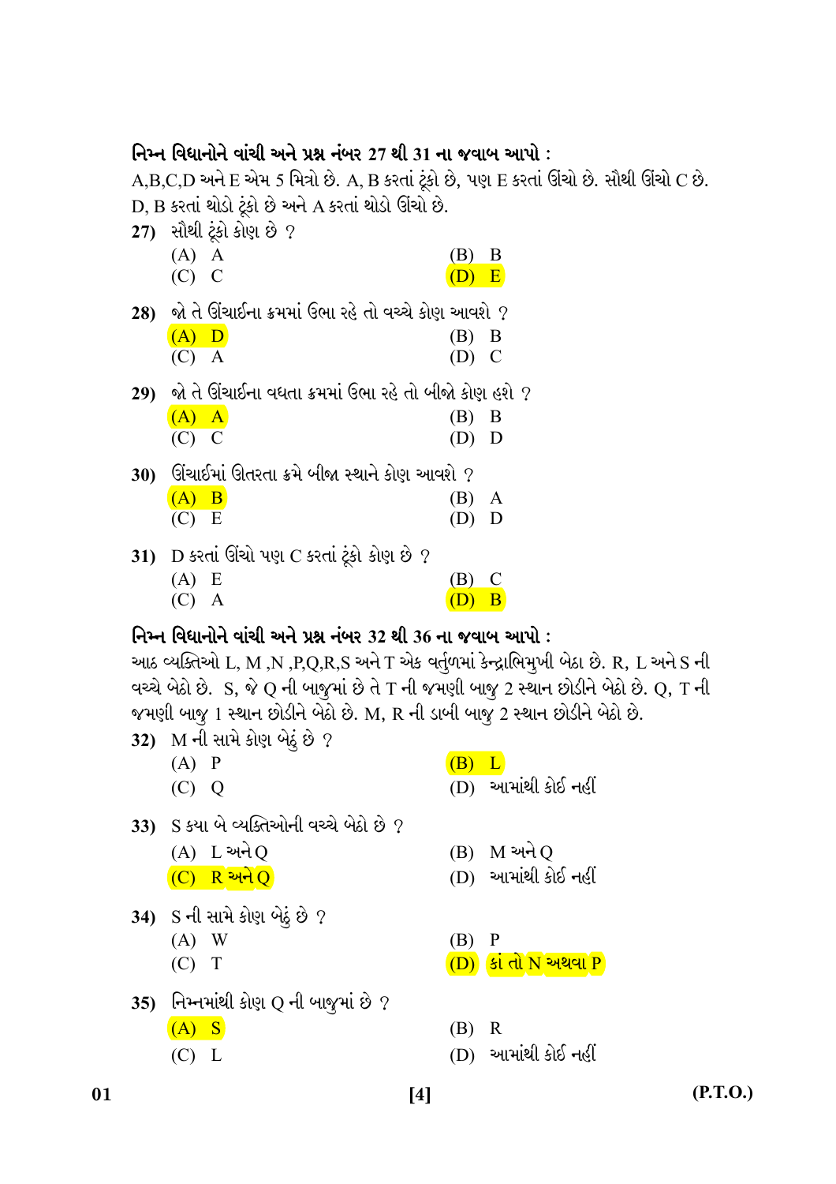**નિમ્ન વિધાનોને વાંચી અને પ્રશ્ન નંબર 27 થી 31 ના જવાબ આપો :**

A,B,C,D અને E એમ 5 મિત્રો છે. A, B કરતાં ટૂંકો છે, પણ E કરતાં ઊંચો છે. સૌથી ઊંચો C છે. D, B કરતાં થોડો ટૂંકો છે અને A કરતાં થોડો ઊંચો છે.

**27)** સૌથી ટૂંકો કોણ છે ?

(A) A
(B) B
(C) C
(D) E

**28)** જો તે ઊંચાઈના ક્રમમાં ઉભા રહે તો વચ્ચે કોણ આવશે ?

(A) D
(B) B
(C) A
(D) C

**29)** જો તે ઊંચાઈના વધતા ક્રમમાં ઉભા રહે તો બીજો કોણ હશે ?

(A) A
(B) B
(C) C
(D) D

**30)** ઊંચાઈમાં ઊતરતા ક્રમે બીજા સ્થાને કોણ આવશે ?

(A) B
(B) A
(C) E
(D) D

**31)** D કરતાં ઊંચો પણ C કરતાં ટૂંકો કોણ છે ?

(A) E
(B) C
(C) A
(D) B

**નિમ્ન વિધાનોને વાંચી અને પ્રશ્ન નંબર 32 થી 36 ના જવાબ આપો :**

આઠ વ્યક્તિઓ L, M ,N ,P,Q,R,S અને T એક વર્તુળમાં કેન્દ્રાભિમુખી બેઠા છે. R, L અને S ની વચ્ચે બેઠો છે. S, જે Q ની બાજુમાં છે તે T ની જમણી બાજુ 2 સ્થાન છોડીને બેઠો છે. Q, T ની જમણી બાજુ 1 સ્થાન છોડીને બેઠો છે. M, R ની ડાબી બાજુ 2 સ્થાન છોડીને બેઠો છે.

**32)** M ની સામે કોણ બેઠું છે ?

(A) P
(B) L
(C) Q
(D) આમાંથી કોઈ નહીં

**33)** S ક્યા બે વ્યક્તિઓની વચ્ચે બેઠો છે ?

(A) L અને Q
(B) M અને Q
(C) R અને Q
(D) આમાંથી કોઈ નહીં

**34)** S ની સામે કોણ બેઠું છે ?

(A) W
(B) P
(C) T
(D) કાં તો N અથવા P

**35)** નિમ્નમાંથી કોણ Q ની બાજુમાં છે ?

(A) S
(B) R
(C) L
(D) આમાંથી કોઈ નહીં

(P.T.O.)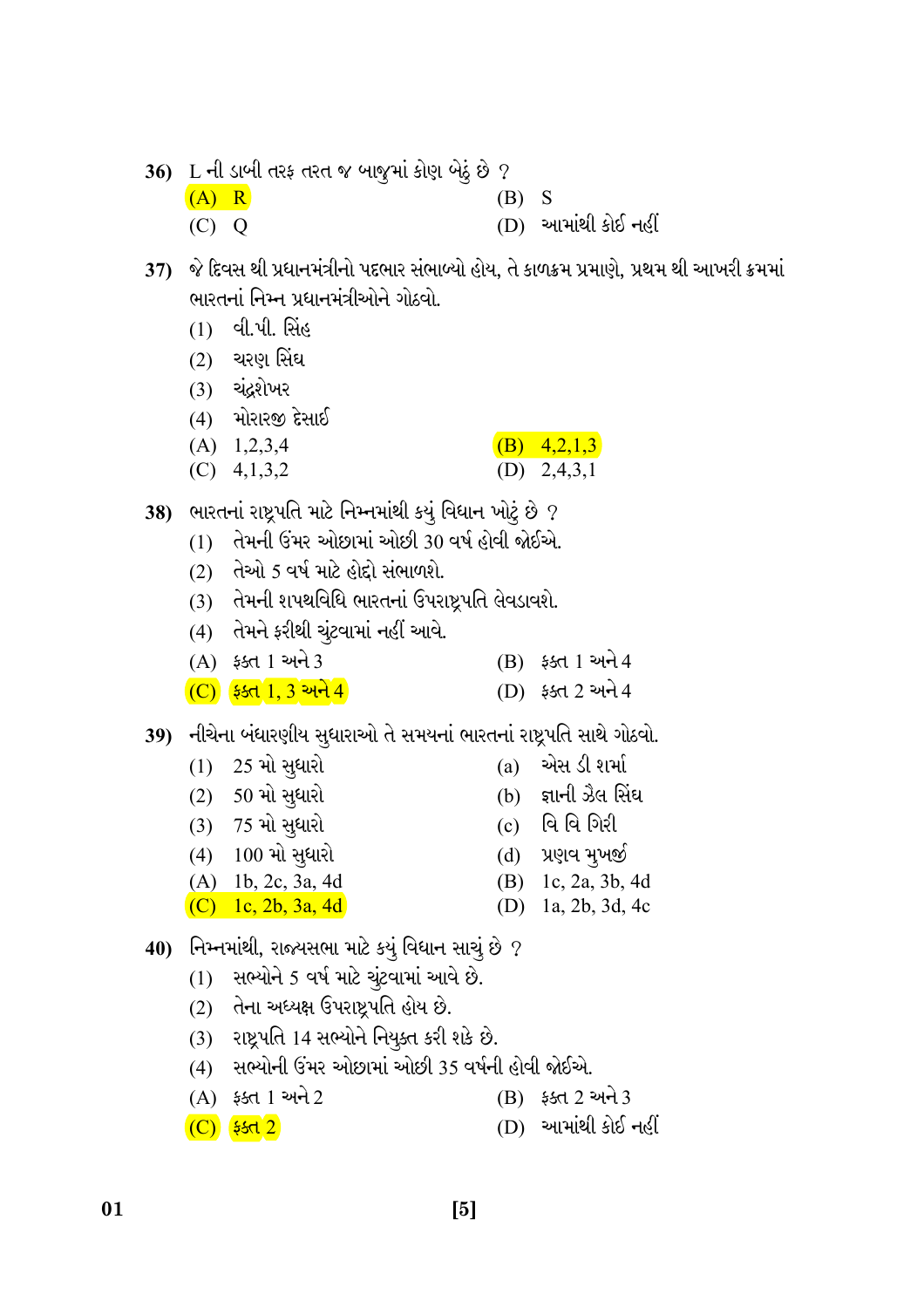**36)** L ની ડાબી તરફ તરત જ બાજુમાં કોણ બેઠું છે ?

(A) R　　　　(B) S

(C) Q　　　　(D) આમાંથી કોઈ નહીં

**37)** જે દિવસ થી પ્રધાનમંત્રીનો પદભાર સંભાળ્યો હોય, તે કાળક્રમ પ્રમાણે, પ્રથમ થી આખરી ક્રમમાં ભારતનાં નિમ્ન પ્રધાનમંત્રીઓને ગોઠવો.

(1) વી.પી. સિંહ

(2) ચરણ સિંઘ

(3) ચંદ્રશેખર

(4) મોરારજી દેસાઈ

(A) 1,2,3,4　　　　(B) 4,2,1,3

(C) 4,1,3,2　　　　(D) 2,4,3,1

**38)** ભારતનાં રાષ્ટ્રપતિ માટે નિમ્નમાંથી કયું વિધાન ખોટું છે ?

(1) તેમની ઉંમર ઓછામાં ઓછી 30 વર્ષ હોવી જોઈએ.

(2) તેઓ 5 વર્ષ માટે હોદ્દો સંભાળશે.

(3) તેમની શપથવિધિ ભારતનાં ઉપરાષ્ટ્રપતિ લેવડાવશે.

(4) તેમને ફરીથી ચુંટવામાં નહીં આવે.

(A) ફક્ત 1 અને 3　　　　(B) ફક્ત 1 અને 4

(C) ફક્ત 1, 3 અને 4　　　　(D) ફક્ત 2 અને 4

**39)** નીચેના બંધારણીય સુધારાઓ તે સમયનાં ભારતનાં રાષ્ટ્રપતિ સાથે ગોઠવો.

(1) 25 મો સુધારો　　　　(a) એસ ડી શર્મા

(2) 50 મો સુધારો　　　　(b) જ્ઞાની ઝૈલ સિંઘ

(3) 75 મો સુધારો　　　　(c) વિ વિ ગિરી

(4) 100 મો સુધારો　　　　(d) પ્રણવ મુખર્જી

(A) 1b, 2c, 3a, 4d　　　　(B) 1c, 2a, 3b, 4d

(C) 1c, 2b, 3a, 4d　　　　(D) 1a, 2b, 3d, 4c

**40)** નિમ્નમાંથી, રાજ્યસભા માટે કયું વિધાન સાચું છે ?

(1) સભ્યોને 5 વર્ષ માટે ચુંટવામાં આવે છે.

(2) તેના અધ્યક્ષ ઉપરાષ્ટ્રપતિ હોય છે.

(3) રાષ્ટ્રપતિ 14 સભ્યોને નિયુક્ત કરી શકે છે.

(4) સભ્યોની ઉંમર ઓછામાં ઓછી 35 વર્ષની હોવી જોઈએ.

(A) ફક્ત 1 અને 2　　　　(B) ફક્ત 2 અને 3

(C) ફક્ત 2　　　　(D) આમાંથી કોઈ નહીં

01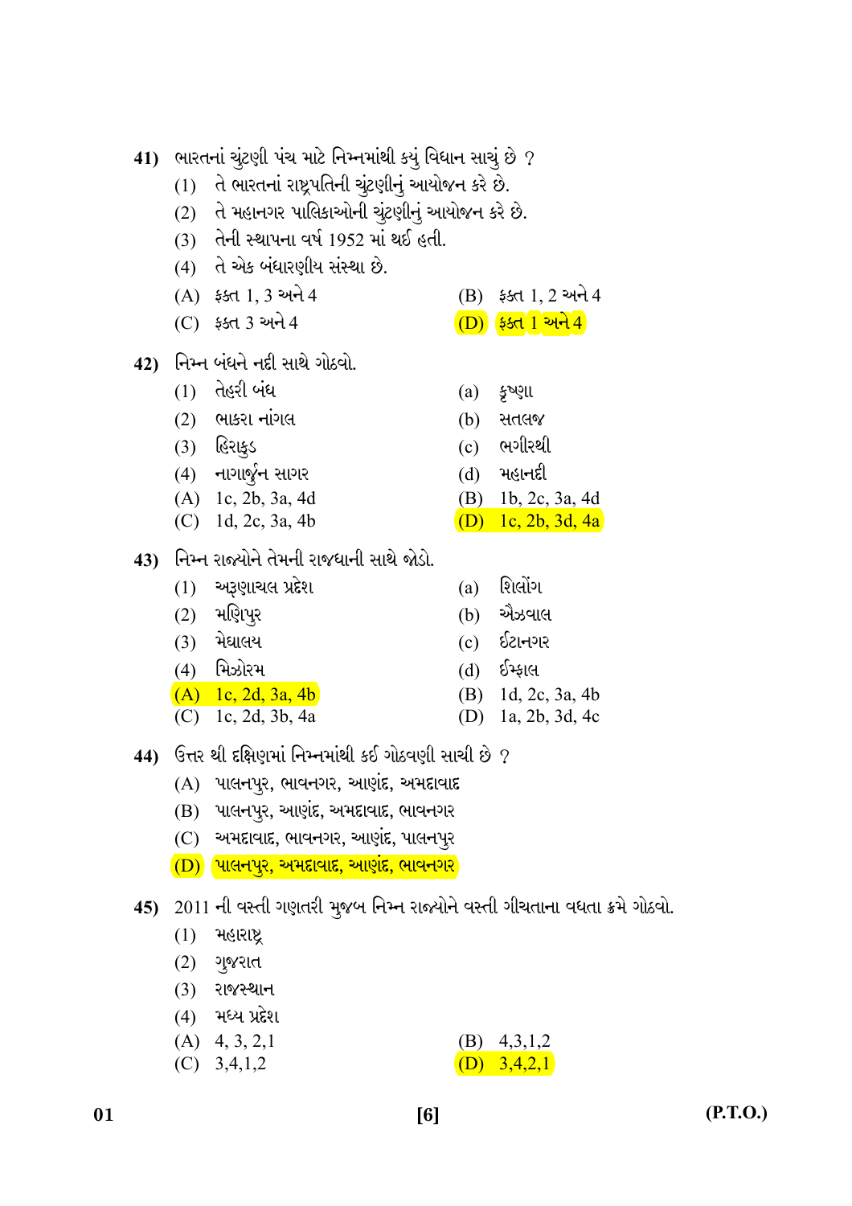41) ભારતનાં ચુંટણી પંચ માટે નિમ્નમાંથી કયું વિધાન સાચું છે ?

(1) તે ભારતનાં રાષ્ટ્રપતિની ચુંટણીનું આયોજન કરે છે.
(2) તે મહાનગર પાલિકાઓની ચુંટણીનું આયોજન કરે છે.
(3) તેની સ્થાપના વર્ષ 1952 માં થઈ હતી.
(4) તે એક બંધારણીય સંસ્થા છે.

(A) ફક્ત 1, 3 અને 4 (B) ફક્ત 1, 2 અને 4
(C) ફક્ત 3 અને 4 (D) ફક્ત 1 અને 4

42) નિમ્ન બંધને નદી સાથે ગોઠવો.

| | |
|---|---|
| (1) તેહરી બંધ | (a) કૃષ્ણા |
| (2) ભાકરા નાંગલ | (b) સતલજ |
| (3) હિરાકુડ | (c) ભગીરથી |
| (4) નાગાર્જુન સાગર | (d) મહાનદી |

(A) 1c, 2b, 3a, 4d (B) 1b, 2c, 3a, 4d
(C) 1d, 2c, 3a, 4b (D) 1c, 2b, 3d, 4a

43) નિમ્ન રાજ્યોને તેમની રાજધાની સાથે જોડો.

| | |
|---|---|
| (1) અરૂણાચલ પ્રદેશ | (a) શિલોંગ |
| (2) મણિપુર | (b) ઐઝવાલ |
| (3) મેઘાલય | (c) ઈટાનગર |
| (4) મિઝોરમ | (d) ઈમ્ફાલ |

(A) 1c, 2d, 3a, 4b (B) 1d, 2c, 3a, 4b
(C) 1c, 2d, 3b, 4a (D) 1a, 2b, 3d, 4c

44) ઉત્તર થી દક્ષિણમાં નિમ્નમાંથી કઈ ગોઠવણી સાચી છે ?

(A) પાલનપુર, ભાવનગર, આણંદ, અમદાવાદ
(B) પાલનપુર, આણંદ, અમદાવાદ, ભાવનગર
(C) અમદાવાદ, ભાવનગર, આણંદ, પાલનપુર
(D) પાલનપુર, અમદાવાદ, આણંદ, ભાવનગર

45) 2011 ની વસ્તી ગણતરી મુજબ નિમ્ન રાજ્યોને વસ્તી ગીચતાના વધતા ક્રમે ગોઠવો.

(1) મહારાષ્ટ્ર
(2) ગુજરાત
(3) રાજસ્થાન
(4) મધ્ય પ્રદેશ

(A) 4, 3, 2,1 (B) 4,3,1,2
(C) 3,4,1,2 (D) 3,4,2,1

01 (P.T.O.)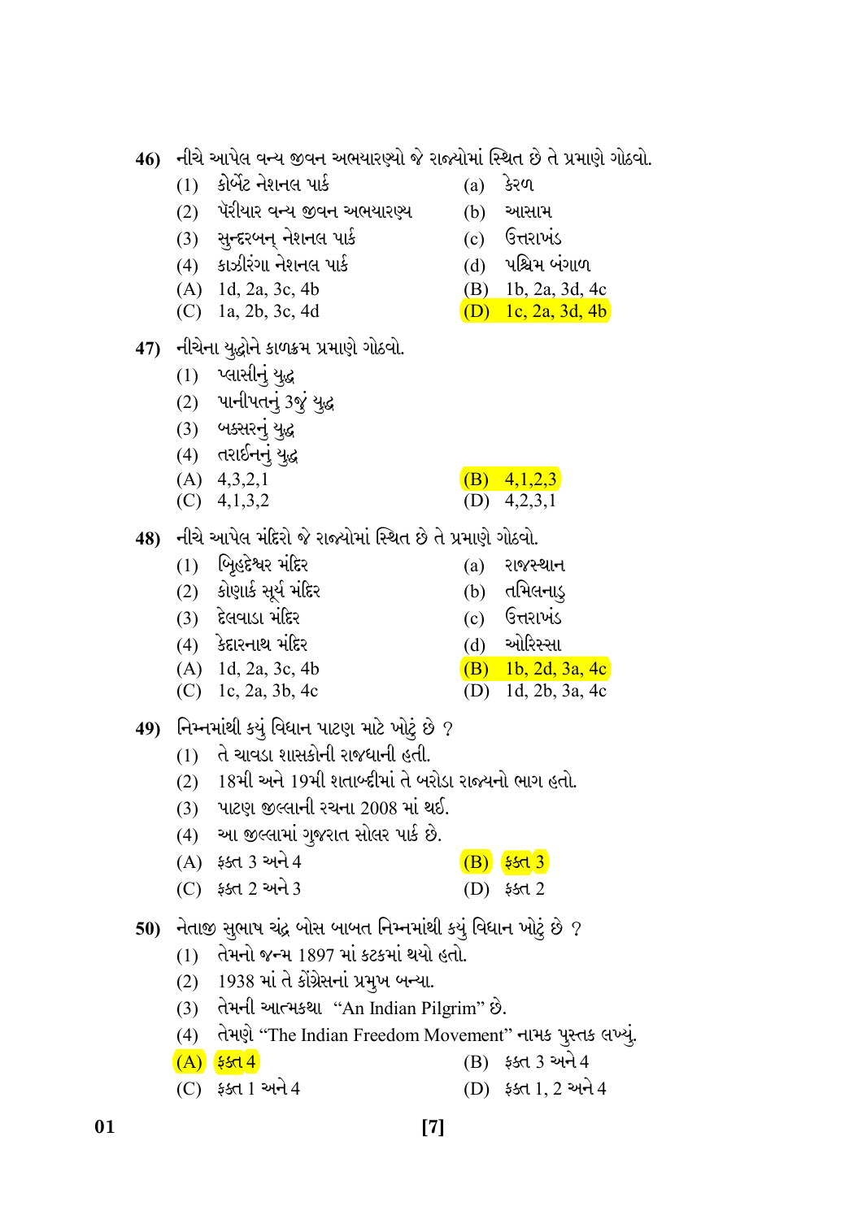46) નીચે આપેલ વન્ય જીવન અભયારણ્યો જે રાજ્યોમાં સ્થિત છે તે પ્રમાણે ગોઠવો.

| | |
|---|---|
| (1) કોર્બેટ નેશનલ પાર્ક | (a) કેરળ |
| (2) પૅરીયાર વન્ય જીવન અભયારણ્ય | (b) આસામ |
| (3) સુન્દરબન્ નેશનલ પાર્ક | (c) ઉત્તરાખંડ |
| (4) કાઝીરંગા નેશનલ પાર્ક | (d) પશ્ચિમ બંગાળ |

(A) 1d, 2a, 3c, 4b
(B) 1b, 2a, 3d, 4c
(C) 1a, 2b, 3c, 4d
(D) 1c, 2a, 3d, 4b

47) નીચેના યુદ્ધોને કાળક્રમ પ્રમાણે ગોઠવો.

(1) પ્લાસીનું યુદ્ધ
(2) પાનીપતનું 3જું યુદ્ધ
(3) બક્સરનું યુદ્ધ
(4) તરાઈનનું યુદ્ધ

(A) 4,3,2,1
(B) 4,1,2,3
(C) 4,1,3,2
(D) 4,2,3,1

48) નીચે આપેલ મંદિરો જે રાજ્યોમાં સ્થિત છે તે પ્રમાણે ગોઠવો.

| | |
|---|---|
| (1) બૃહદેશ્વર મંદિર | (a) રાજસ્થાન |
| (2) કોણાર્ક સૂર્ય મંદિર | (b) તમિલનાડુ |
| (3) દેલવાડા મંદિર | (c) ઉત્તરાખંડ |
| (4) કેદારનાથ મંદિર | (d) ઓરિસ્સા |

(A) 1d, 2a, 3c, 4b
(B) 1b, 2d, 3a, 4c
(C) 1c, 2a, 3b, 4c
(D) 1d, 2b, 3a, 4c

49) નિમ્નમાંથી કયું વિધાન પાટણ માટે ખોટું છે ?

(1) તે ચાવડા શાસકોની રાજધાની હતી.
(2) 18મી અને 19મી શતાબ્દીમાં તે બરોડા રાજ્યનો ભાગ હતો.
(3) પાટણ જીલ્લાની રચના 2008 માં થઈ.
(4) આ જીલ્લામાં ગુજરાત સોલર પાર્ક છે.

(A) ફક્ત 3 અને 4
(B) ફક્ત 3
(C) ફક્ત 2 અને 3
(D) ફક્ત 2

50) નેતાજી સુભાષ ચંદ્ર બોસ બાબત નિમ્નમાંથી કયું વિધાન ખોટું છે ?

(1) તેમનો જન્મ 1897 માં કટકમાં થયો હતો.
(2) 1938 માં તે કોંગ્રેસનાં પ્રમુખ બન્યા.
(3) તેમની આત્મકથા "An Indian Pilgrim" છે.
(4) તેમણે "The Indian Freedom Movement" નામક પુસ્તક લખ્યું.

(A) ફક્ત 4
(B) ફક્ત 3 અને 4
(C) ફક્ત 1 અને 4
(D) ફક્ત 1, 2 અને 4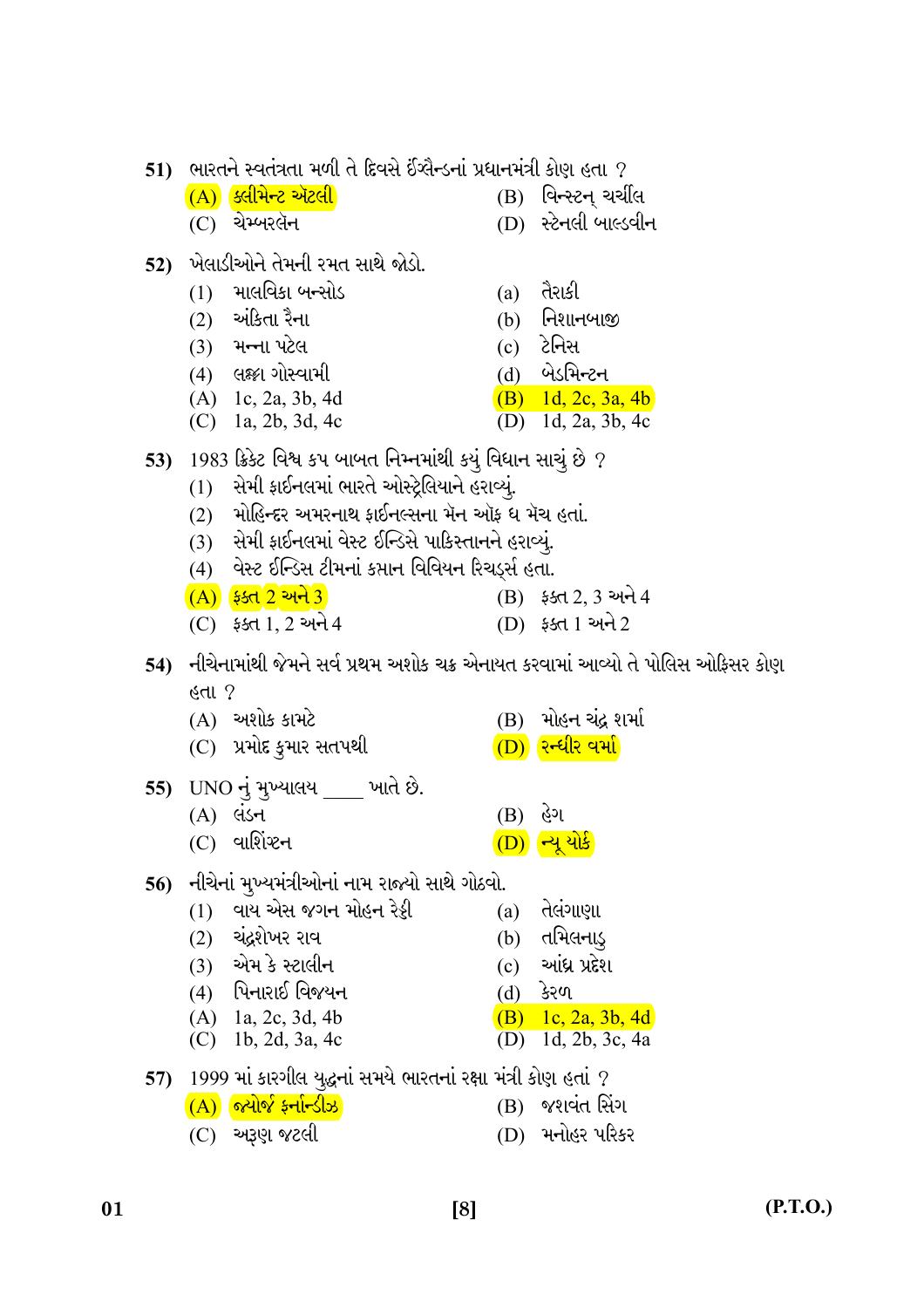51) ભારતને સ્વતંત્રતા મળી તે દિવસે ઈંગ્લૈન્ડનાં પ્રધાનમંત્રી કોણ હતા ?

(A) ક્લીમેન્ટ એટલી
(B) વિન્સ્ટન્ ચર્ચીલ
(C) ચેમ્બરલેન
(D) સ્ટેનલી બાલ્ડવીન

52) ખેલાડીઓને તેમની રમત સાથે જોડો.

(1) માલવિકા બન્સોડ — (a) તૈરાકી
(2) અંકિતા રૈના — (b) નિશાનબાજી
(3) મન્ના પટેલ — (c) ટેનિસ
(4) લક્ષ્જ્ઞા ગોસ્વામી — (d) બેડમિન્ટન

(A) 1c, 2a, 3b, 4d
(B) 1d, 2c, 3a, 4b
(C) 1a, 2b, 3d, 4c
(D) 1d, 2a, 3b, 4c

53) 1983 ક્રિકેટ વિશ્વ કપ બાબત નિમ્નમાંથી કયું વિધાન સાચું છે ?

(1) સેમી ફાઈનલમાં ભારતે ઓસ્ટ્રેલિયાને હરાવ્યું.
(2) મોહિન્દર અમરનાથ ફાઈનલ્સના મૅન ઑફ ધ મૅચ હતાં.
(3) સેમી ફાઈનલમાં વેસ્ટ ઈન્ડિસે પાકિસ્તાનને હરાવ્યું.
(4) વેસ્ટ ઈન્ડિસ ટીમનાં કપ્તાન વિવિયન રિચર્ડ્સ હતા.

(A) ફક્ત 2 અને 3
(B) ફક્ત 2, 3 અને 4
(C) ફક્ત 1, 2 અને 4
(D) ફક્ત 1 અને 2

54) નીચેનામાંથી જેમને સર્વ પ્રથમ અશોક ચક્ર એનાયત કરવામાં આવ્યો તે પોલિસ ઓફિસર કોણ હતા ?

(A) અશોક કામટે
(B) મોહન ચંદ્ર શર્મા
(C) પ્રમોદ કુમાર સતપથી
(D) રન્ધીર વર્મા

55) UNO નું મુખ્યાલય ____ ખાતે છે.

(A) લંડન
(B) હેગ
(C) વાશિંગ્ટન
(D) ન્યૂ યોર્ક

56) નીચેનાં મુખ્યમંત્રીઓનાં નામ રાજ્યો સાથે ગોઠવો.

(1) વાય એસ જગન મોહન રેડ્ડી — (a) તેલંગાણા
(2) ચંદ્રશેખર રાવ — (b) તમિલનાડુ
(3) એમ કે સ્ટાલીન — (c) આંધ્ર પ્રદેશ
(4) પિનારાઈ વિજયન — (d) કેરળ

(A) 1a, 2c, 3d, 4b
(B) 1c, 2a, 3b, 4d
(C) 1b, 2d, 3a, 4c
(D) 1d, 2b, 3c, 4a

57) 1999 માં કારગીલ યુદ્ધનાં સમયે ભારતનાં રક્ષા મંત્રી કોણ હતાં ?

(A) જ્યોર્જ ફર્નાન્ડીઝ
(B) જશવંત સિંગ
(C) અરૂણ જટલી
(D) મનોહર પરિકર

01 (P.T.O.)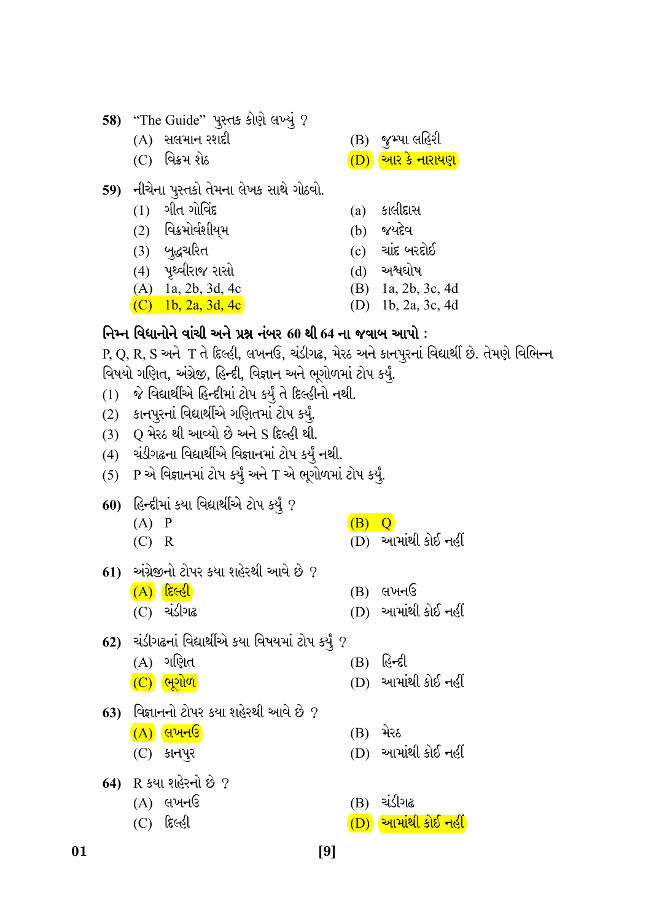58) "The Guide" પુસ્તક કોણે લખ્યું ?

(A) સલમાન રશ્દી

(B) જુમ્પા લહિરી

(C) વિક્રમ શેઠ

(D) આર કે નારાયણ

59) નીચેના પુસ્તકો તેમના લેખક સાથે ગોઠવો.

(1) ગીત ગોવિંદ — (a) કાલીદાસ

(2) વિક્રમોર્વશીયમ — (b) જયદેવ

(3) બુદ્ધચરિત — (c) ચાંદ બરદોઈ

(4) પૃથ્વીરાજ રાસો — (d) અશ્વઘોષ

(A) 1a, 2b, 3d, 4c

(B) 1a, 2b, 3c, 4d

(C) 1b, 2a, 3d, 4c

(D) 1b, 2a, 3c, 4d

**નિમ્ન વિધાનોને વાંચી અને પ્રશ્ન નંબર 60 થી 64 ના જવાબ આપો :**

P, Q, R, S અને T તે દિલ્હી, લખનઉ, ચંડીગઢ, મેરઠ અને કાનપુરનાં વિદ્યાર્થી છે. તેમણે વિભિન્ન વિષયો ગણિત, અંગ્રેજી, હિન્દી, વિજ્ઞાન અને ભૂગોળમાં ટોપ કર્યું.

(1) જે વિદ્યાર્થીએ હિન્દીમાં ટોપ કર્યું તે દિલ્હીનો નથી.

(2) કાનપુરનાં વિદ્યાર્થીએ ગણિતમાં ટોપ કર્યું.

(3) Q મેરઠ થી આવ્યો છે અને S દિલ્હી થી.

(4) ચંડીગઢના વિદ્યાર્થીએ વિજ્ઞાનમાં ટોપ કર્યું નથી.

(5) P એ વિજ્ઞાનમાં ટોપ કર્યું અને T એ ભૂગોળમાં ટોપ કર્યું.

60) હિન્દીમાં કયા વિદ્યાર્થીએ ટોપ કર્યું ?

(A) P

(B) Q

(C) R

(D) આમાંથી કોઈ નહીં

61) અંગ્રેજીનો ટોપર કયા શહેરથી આવે છે ?

(A) દિલ્હી

(B) લખનઉ

(C) ચંડીગઢ

(D) આમાંથી કોઈ નહીં

62) ચંડીગઢનાં વિદ્યાર્થીએ કયા વિષયમાં ટોપ કર્યું ?

(A) ગણિત

(B) હિન્દી

(C) ભૂગોળ

(D) આમાંથી કોઈ નહીં

63) વિજ્ઞાનનો ટોપર કયા શહેરથી આવે છે ?

(A) લખનઉ

(B) મેરઠ

(C) કાનપુર

(D) આમાંથી કોઈ નહીં

64) R કયા શહેરનો છે ?

(A) લખનઉ

(B) ચંડીગઢ

(C) દિલ્હી

(D) આમાંથી કોઈ નહીં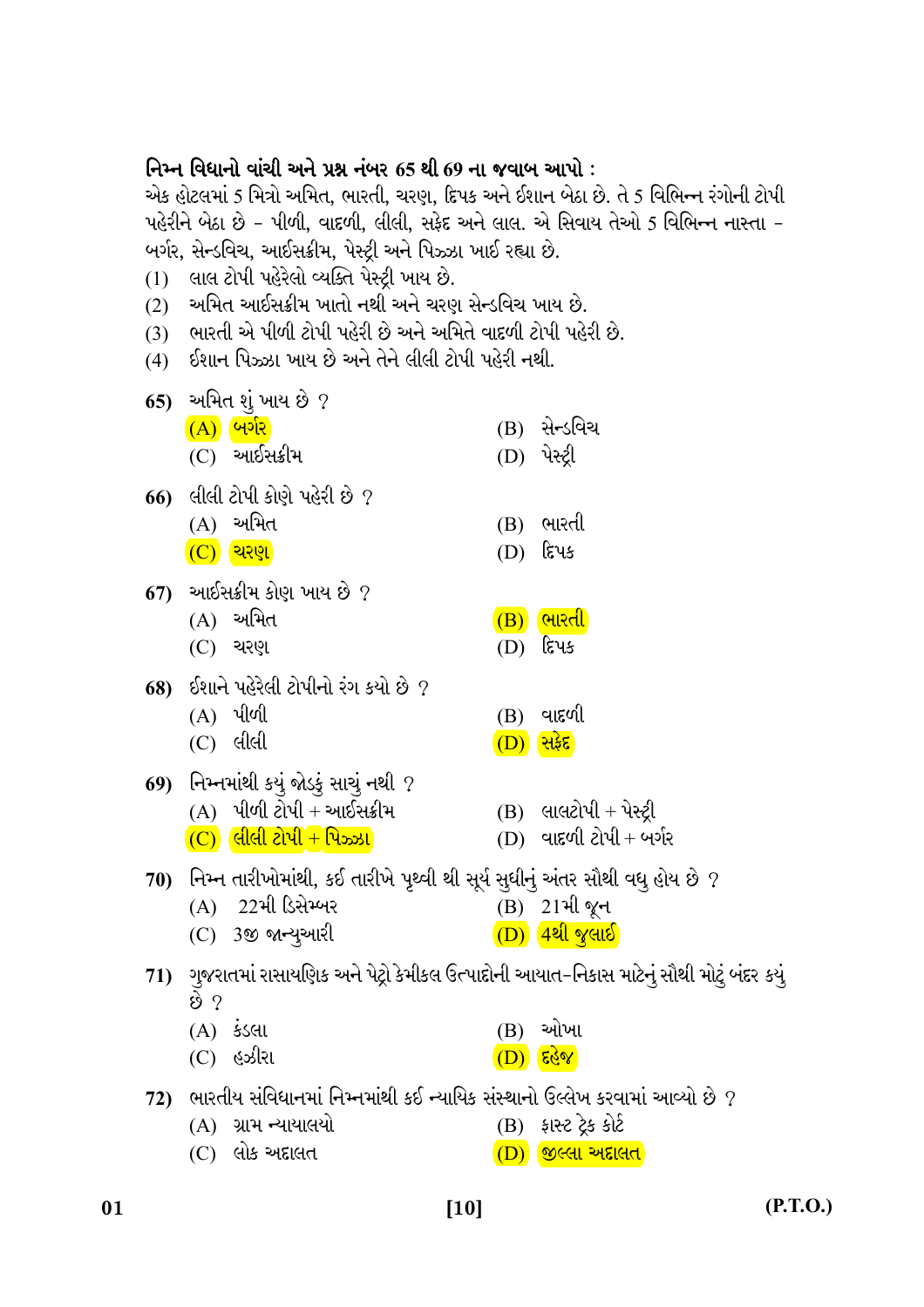**નિમ્ન વિધાનો વાંચી અને પ્રશ્ન નંબર 65 થી 69 ના જવાબ આપો :**

એક હોટલમાં 5 મિત્રો અમિત, ભારતી, ચરણ, દિપક અને ઈશાન બેઠા છે. તે 5 વિભિન્ન રંગોની ટોપી પહેરીને બેઠા છે - પીળી, વાદળી, લીલી, સફેદ અને લાલ. એ સિવાય તેઓ 5 વિભિન્ન નાસ્તા - બર્ગર, સેન્ડવિચ, આઈસક્રીમ, પેસ્ટ્રી અને પિઝ્ઝા ખાઈ રહ્યા છે.

(1) લાલ ટોપી પહેરેલો વ્યક્તિ પેસ્ટ્રી ખાય છે.
(2) અમિત આઈસક્રીમ ખાતો નથી અને ચરણ સેન્ડવિચ ખાય છે.
(3) ભારતી એ પીળી ટોપી પહેરી છે અને અમિતે વાદળી ટોપી પહેરી છે.
(4) ઈશાન પિઝ્ઝા ખાય છે અને તેને લીલી ટોપી પહેરી નથી.

**65)** અમિત શું ખાય છે ?

(A) બર્ગર
(B) સેન્ડવિચ
(C) આઈસક્રીમ
(D) પેસ્ટ્રી

**66)** લીલી ટોપી કોણે પહેરી છે ?

(A) અમિત
(B) ભારતી
(C) ચરણ
(D) દિપક

**67)** આઈસક્રીમ કોણ ખાય છે ?

(A) અમિત
(B) ભારતી
(C) ચરણ
(D) દિપક

**68)** ઈશાને પહેરેલી ટોપીનો રંગ કયો છે ?

(A) પીળી
(B) વાદળી
(C) લીલી
(D) સફેદ

**69)** નિમ્નમાંથી કયું જોડકું સાચું નથી ?

(A) પીળી ટોપી + આઈસક્રીમ
(B) લાલટોપી + પેસ્ટ્રી
(C) લીલી ટોપી + પિઝ્ઝા
(D) વાદળી ટોપી + બર્ગર

**70)** નિમ્ન તારીખોમાંથી, કઈ તારીખે પૃથ્વી થી સૂર્ય સુધીનું અંતર સૌથી વધુ હોય છે ?

(A) 22મી ડિસેમ્બર
(B) 21મી જૂન
(C) 3જી જાન્યુઆરી
(D) 4થી જુલાઈ

**71)** ગુજરાતમાં રાસાયણિક અને પેટ્રો કેમીકલ ઉત્પાદોની આયાત-નિકાસ માટેનું સૌથી મોટું બંદર કયું છે ?

(A) કંડલા
(B) ઓખા
(C) હઝીરા
(D) દહેજ

**72)** ભારતીય સંવિધાનમાં નિમ્નમાંથી કઈ ન્યાયિક સંસ્થાનો ઉલ્લેખ કરવામાં આવ્યો છે ?

(A) ગ્રામ ન્યાયાલયો
(B) ફાસ્ટ ટ્રેક કોર્ટ
(C) લોક અદાલત
(D) જીલ્લા અદાલત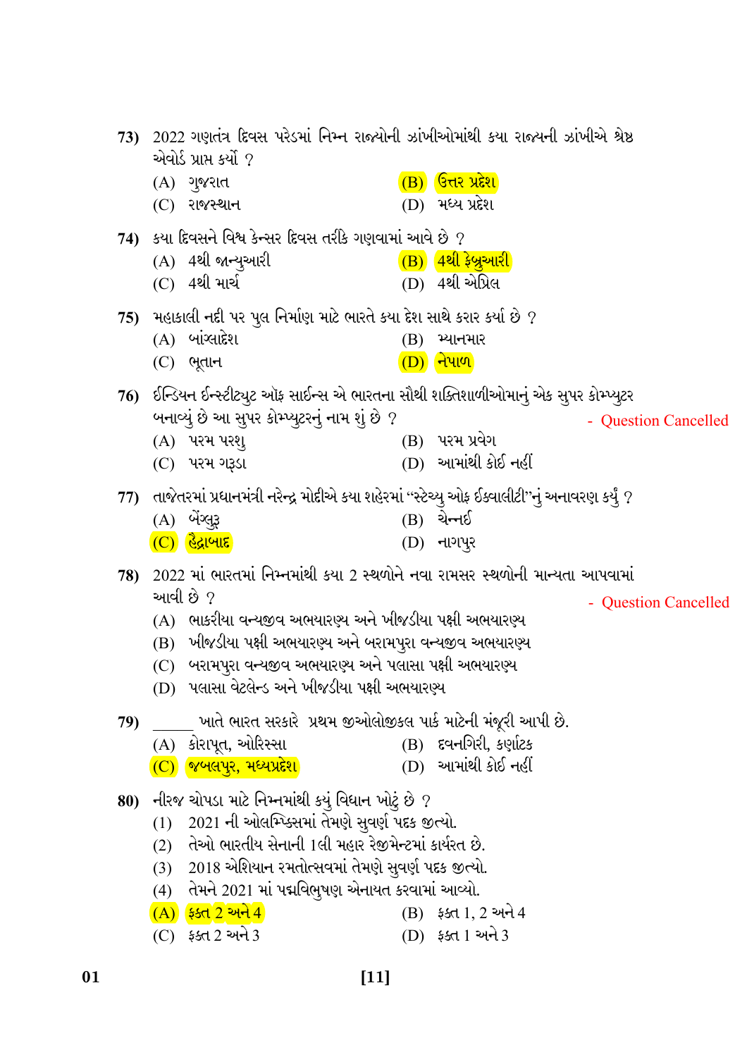73) 2022 ગણતંત્ર દિવસ પરેડમાં નિમ્ન રાજ્યોની ઝાંખીઓમાંથી કયા રાજ્યની ઝાંખીએ શ્રેષ્ઠ એવોર્ડ પ્રાપ્ત કર્યો ?

(A) ગુજરાત
(B) ઉત્તર પ્રદેશ
(C) રાજસ્થાન
(D) મધ્ય પ્રદેશ

74) કયા દિવસને વિશ્વ કેન્સર દિવસ તરીકે ગણવામાં આવે છે ?

(A) 4થી જાન્યુઆરી
(B) 4થી ફેબ્રુઆરી
(C) 4થી માર્ચ
(D) 4થી એપ્રિલ

75) મહાકાલી નદી પર પુલ નિર્માણ માટે ભારતે કયા દેશ સાથે કરાર કર્યા છે ?

(A) બાંગ્લાદેશ
(B) મ્યાનમાર
(C) ભૂતાન
(D) નેપાળ

76) ઈન્ડિયન ઈન્સ્ટીટ્યુટ ઑફ સાઈન્સ એ ભારતના સૌથી શક્તિશાળીઓમાનું એક સુપર કોમ્પ્યુટર બનાવ્યું છે આ સુપર કોમ્પ્યુટરનું નામ શું છે ? - Question Cancelled

(A) પરમ પરશુ
(B) પરમ પ્રવેગ
(C) પરમ ગરૂડા
(D) આમાંથી કોઈ નહીં

77) તાજેતરમાં પ્રધાનમંત્રી નરેન્દ્ર મોદીએ કયા શહેરમાં "સ્ટેચ્યુ ઓફ ઈક્વાલીટી"નું અનાવરણ કર્યું ?

(A) બેંગ્લુરૂ
(B) ચેન્નઈ
(C) હૈદ્રાબાદ
(D) નાગપુર

78) 2022 માં ભારતમાં નિમ્નમાંથી કયા 2 સ્થળોને નવા રામસર સ્થળોની માન્યતા આપવામાં આવી છે ? - Question Cancelled

(A) ભાકરીયા વન્યજીવ અભયારણ્ય અને ખીજડીયા પક્ષી અભયારણ્ય
(B) ખીજડીયા પક્ષી અભયારણ્ય અને બરામપુરા વન્યજીવ અભયારણ્ય
(C) બરામપુરા વન્યજીવ અભયારણ્ય અને પલાસા પક્ષી અભયારણ્ય
(D) પલાસા વેટલેન્ડ અને ખીજડીયા પક્ષી અભયારણ્ય

79) _____ ખાતે ભારત સરકારે પ્રથમ જીઓલોજીકલ પાર્ક માટેની મંજૂરી આપી છે.

(A) કોરાપૂત, ઓરિસ્સા
(B) દવનગિરી, કર્ણાટક
(C) જબલપુર, મધ્યપ્રદેશ
(D) આમાંથી કોઈ નહીં

80) નીરજ ચોપડા માટે નિમ્નમાંથી કયું વિધાન ખોટું છે ?

(1) 2021 ની ઓલમ્પિક્સમાં તેમણે સુવર્ણ પદક જીત્યો.
(2) તેઓ ભારતીય સેનાની 1લી મહાર રેજીમેન્ટમાં કાર્યરત છે.
(3) 2018 એશિયાન રમતોત્સવમાં તેમણે સુવર્ણ પદક જીત્યો.
(4) તેમને 2021 માં પદ્મવિભુષણ એનાયત કરવામાં આવ્યો.

(A) ફક્ત 2 અને 4
(B) ફક્ત 1, 2 અને 4
(C) ફક્ત 2 અને 3
(D) ફક્ત 1 અને 3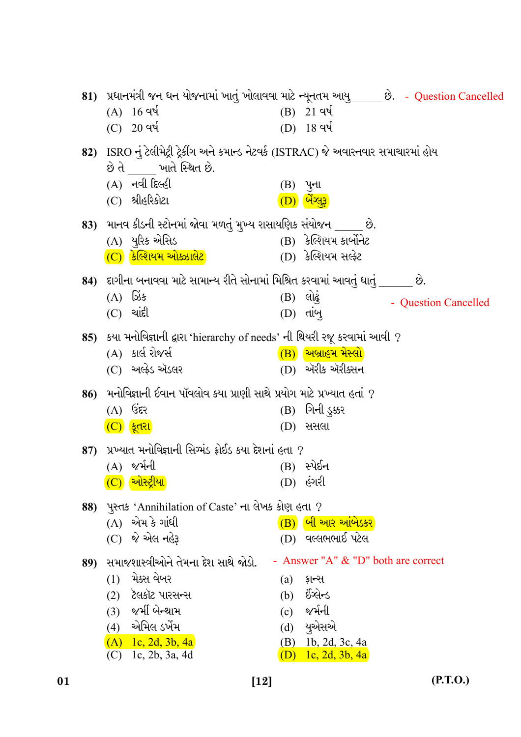81) પ્રધાનમંત્રી જન ધન યોજનામાં ખાતું ખોલાવવા માટે ન્યૂનતમ આયુ _____ છે. - Question Cancelled

(A) 16 વર્ષ (B) 21 વર્ષ
(C) 20 વર્ષ (D) 18 વર્ષ

82) ISRO નું ટેલીમેટ્રી ટ્રેકીંગ અને કમાન્ડ નેટવર્ક (ISTRAC) જે અવારનવાર સમાચારમાં હોય છે તે _____ ખાતે સ્થિત છે.

(A) નવી દિલ્હી (B) પુના
(C) શ્રીહરિકોટા (D) બેંગ્લુરૂ

83) માનવ કીડની સ્ટોનમાં જોવા મળતું મુખ્ય રાસાયણિક સંયોજન _____ છે.

(A) યુરિક એસિડ (B) કેલ્શિયમ કાર્બોનેટ
(C) કેલ્શિયમ ઓક્ઝાલેટ (D) કેલ્શિયમ સલ્ફેટ

84) દાગીના બનાવવા માટે સામાન્ય રીતે સોનામાં મિશ્રિત કરવામાં આવતું ધાતું _____ છે. - Question Cancelled

(A) ઝિંક (B) લોઢું
(C) ચાંદી (D) તાંબુ

85) કયા મનોવિજ્ઞાની દ્વારા 'hierarchy of needs' ની થિયરી રજૂ કરવામાં આવી ?

(A) કાર્લ રોજર્સ (B) અબ્રાહમ મેસ્લો
(C) અલ્ફ્રેડ એડલર (D) એરીક એરીક્સન

86) મનોવિજ્ઞાની ઈવાન પૉવલોવ કયા પ્રાણી સાથે પ્રયોગ માટે પ્રખ્યાત હતાં ?

(A) ઉંદર (B) ગિની ડુક્કર
(C) કૂતરા (D) સસલા

87) પ્રખ્યાત મનોવિજ્ઞાની સિગ્મંડ ફ્રોઈડ કયા દેશનાં હતા ?

(A) જર્મની (B) સ્પેઈન
(C) ઓસ્ટ્રીયા (D) હંગરી

88) પુસ્તક 'Annihilation of Caste' ના લેખક કોણ હતા ?

(A) એમ કે ગાંધી (B) બી આર આંબેડકર
(C) જે એલ નહેરૂ (D) વલ્લભભાઈ પટેલ

89) સમાજશાસ્ત્રીઓને તેમના દેશ સાથે જોડો. - Answer "A" & "D" both are correct

(1) મેક્સ વેબર (a) ફ્રાન્સ
(2) ટેલકૉટ પારસન્સ (b) ઈંગ્લેન્ડ
(3) જર્મી બેન્થામ (c) જર્મની
(4) એમિલ ડર્ખેમ (d) યુએસએ

(A) 1c, 2d, 3b, 4a (B) 1b, 2d, 3c, 4a
(C) 1c, 2b, 3a, 4d (D) 1c, 2d, 3b, 4a

01 (P.T.O.)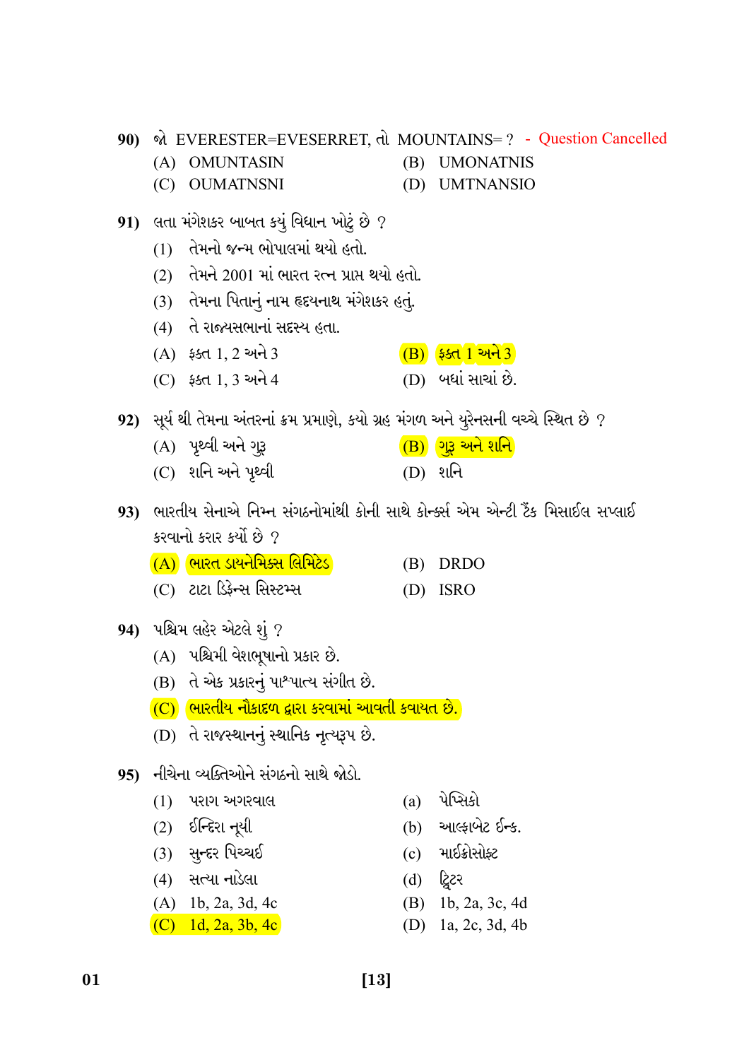**90)** જો EVERESTER=EVESERRET, તો MOUNTAINS= ? - Question Cancelled

(A) OMUNTASIN (B) UMONATNIS

(C) OUMATNSNI (D) UMTNANSIO

**91)** લતા મંગેશકર બાબત કયું વિધાન ખોટું છે ?

(1) તેમનો જન્મ ભોપાલમાં થયો હતો.

(2) તેમને 2001 માં ભારત રત્ન પ્રાપ્ત થયો હતો.

(3) તેમના પિતાનું નામ હૃદયનાથ મંગેશકર હતું.

(4) તે રાજ્યસભાનાં સદસ્ય હતા.

(A) ફક્ત 1, 2 અને 3 (B) ફક્ત 1 અને 3

(C) ફક્ત 1, 3 અને 4 (D) બધાં સાચાં છે.

**92)** સૂર્ય થી તેમના અંતરનાં ક્રમ પ્રમાણે, કયો ગ્રહ મંગળ અને યુરેનસની વચ્ચે સ્થિત છે ?

(A) પૃથ્વી અને ગુરૂ (B) ગુરૂ અને શનિ

(C) શનિ અને પૃથ્વી (D) શનિ

**93)** ભારતીય સેનાએ નિમ્ન સંગઠનોમાંથી કોની સાથે કોન્કર્સ એમ એન્ટી ટૈંક મિસાઈલ સપ્લાઈ કરવાનો કરાર કર્યો છે ?

(A) ભારત ડાયનેમિક્સ લિમિટેડ (B) DRDO

(C) ટાટા ડિફેન્સ સિસ્ટમ્સ (D) ISRO

**94)** પશ્ચિમ લહેર એટલે શું ?

(A) પશ્ચિમી વેશભૂષાનો પ્રકાર છે.

(B) તે એક પ્રકારનું પાશ્ચાત્ય સંગીત છે.

(C) ભારતીય નૌકાદળ દ્વારા કરવામાં આવતી કવાયત છે.

(D) તે રાજસ્થાનનું સ્થાનિક નૃત્યરૂપ છે.

**95)** નીચેના વ્યક્તિઓને સંગઠનો સાથે જોડો.

(1) પરાગ અગરવાલ (a) પેપ્સિકો

(2) ઈન્દિરા નૂયી (b) આલ્ફાબેટ ઈન્ક.

(3) સુન્દર પિચ્ચઈ (c) માઈક્રોસોફ્ટ

(4) સત્યા નાડેલા (d) ટ્વિટર

(A) 1b, 2a, 3d, 4c (B) 1b, 2a, 3c, 4d

(C) 1d, 2a, 3b, 4c (D) 1a, 2c, 3d, 4b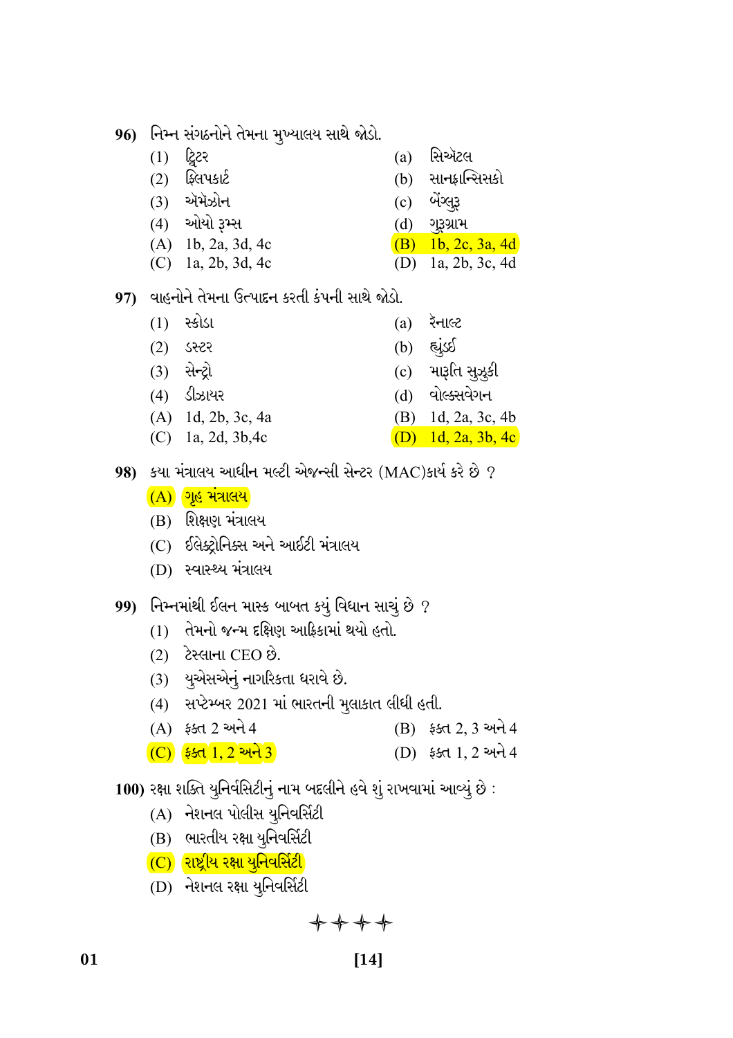96) નિમ્ન સંગઠનોને તેમના મુખ્યાલય સાથે જોડો.

| | |
|---|---|
| (1) ટ્વિટર | (a) સિએટલ |
| (2) ફ્લિપકાર્ટ | (b) સાનફ્રાન્સિસકો |
| (3) એમેઝોન | (c) બેંગ્લુરૂ |
| (4) ઓયો રૂમ્સ | (d) ગુરૂગ્રામ |

(A) 1b, 2a, 3d, 4c
(B) 1b, 2c, 3a, 4d
(C) 1a, 2b, 3d, 4c
(D) 1a, 2b, 3c, 4d

97) વાહનોને તેમના ઉત્પાદન કરતી કંપની સાથે જોડો.

| | |
|---|---|
| (1) સ્કોડા | (a) રેનાલ્ટ |
| (2) ડસ્ટર | (b) હ્યુંડઈ |
| (3) સેન્ટ્રો | (c) મારૂતિ સુઝુકી |
| (4) ડીઝાયર | (d) વોલ્ક્સવેગન |

(A) 1d, 2b, 3c, 4a
(B) 1d, 2a, 3c, 4b
(C) 1a, 2d, 3b,4c
(D) 1d, 2a, 3b, 4c

98) કયા મંત્રાલય આધીન મલ્ટી એજન્સી સેન્ટર (MAC)કાર્ય કરે છે ?

(A) ગૃહ મંત્રાલય
(B) શિક્ષણ મંત્રાલય
(C) ઈલેક્ટ્રોનિક્સ અને આઈટી મંત્રાલય
(D) સ્વાસ્થ્ય મંત્રાલય

99) નિમ્નમાંથી ઈલન માસ્ક બાબત કયું વિધાન સાચું છે ?

(1) તેમનો જન્મ દક્ષિણ આફ્રિકામાં થયો હતો.
(2) ટેસ્લાના CEO છે.
(3) યુએસએનું નાગરિકતા ધરાવે છે.
(4) સપ્ટેમ્બર 2021 માં ભારતની મુલાકાત લીધી હતી.

(A) ફક્ત 2 અને 4
(B) ફક્ત 2, 3 અને 4
(C) ફક્ત 1, 2 અને 3
(D) ફક્ત 1, 2 અને 4

100) રક્ષા શક્તિ યુનિવર્સિટીનું નામ બદલીને હવે શું રાખવામાં આવ્યું છે :

(A) નેશનલ પોલીસ યુનિવર્સિટી
(B) ભારતીય રક્ષા યુનિવર્સિટી
(C) રાષ્ટ્રીય રક્ષા યુનિવર્સિટી
(D) નેશનલ રક્ષા યુનિવર્સિટી

✦✦✦✦